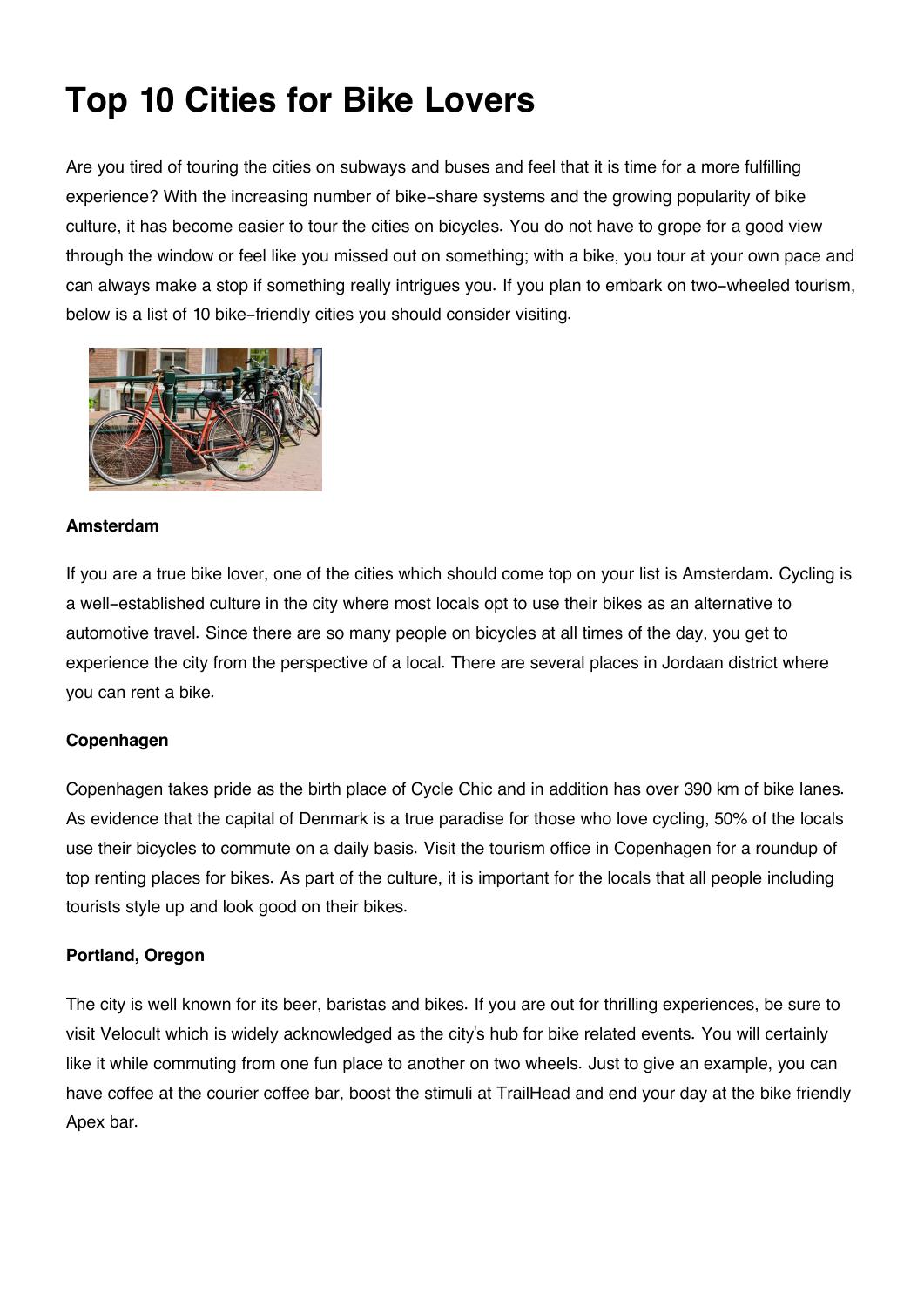# Top 10 Cities for Bike Lovers

Are you tired of touring the cities on subways and buses and feel that it is time for a more fulfilling experience? With the increasing number of bike-share systems and the growing popularity of bike culture, it has become easier to tour the cities on bicycles. You do not have to grope for a good view through the window or feel like you missed out on something; with a bike, you tour at your own pace and can always make a stop if something really intrigues you. If you plan to embark on two-wheeled tourism, below is a list of 10 bike-friendly cities you should consider visiting.

**Amsterdam**

If you are a true bike lover, one of the cities which should come top on your list is Amsterdam. Cycling is a well-established culture in the city where most locals opt to use their bikes as an alternative to automotive travel. Since there are so many people on bicycles at all times of the day, you get to experience the city from the perspective of a local. There are several places in Jordaan district where you can rent a bike.

**Copenhagen**

Copenhagen takes pride as the birth place of Cycle Chic and in addition has over 390 km of bike lanes. As evidence that the capital of Denmark is a true paradise for those who love cycling, 50% of the locals use their bicycles to commute on a daily basis. Visit the tourism office in Copenhagen for a roundup of top renting places for bikes. As part of the culture, it is important for the locals that all people including tourists style up and look good on their bikes.

**Portland, Oregon**

The city is well known for its beer, baristas and bikes. If you are out for thrilling experiences, be sure to visit Velocult which is widely acknowledged as the city's hub for bike related events. You will certainly like it while commuting from one fun place to another on two wheels. Just to give an example, you can have coffee at the courier coffee bar, boost the stimuli at TrailHead and end your day at the bike friendly Apex bar.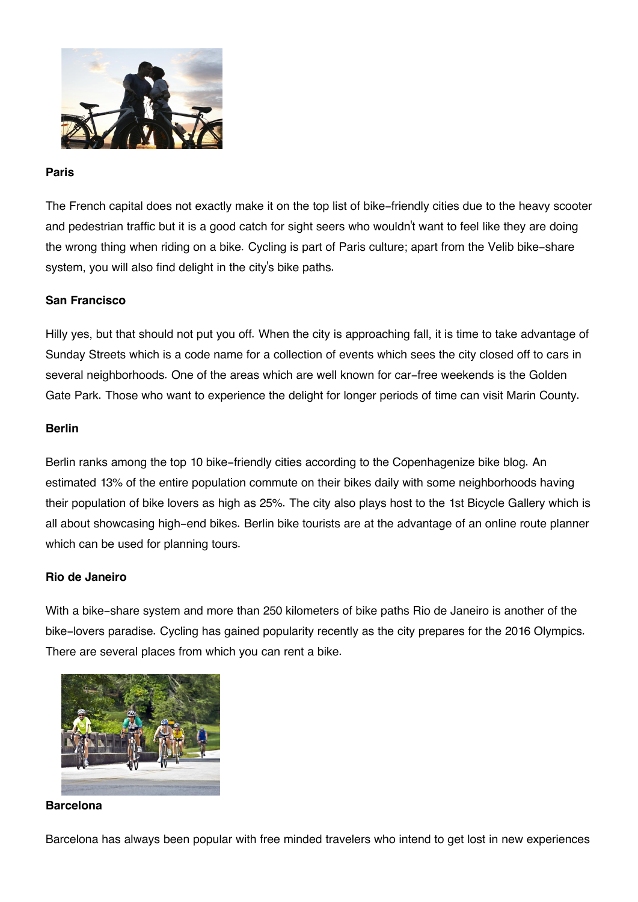**Paris**

The French capital does not exactly make it on the top list of bike-friendly cities due to the heavy scooter and pedestrian traffic but it is a good catch for sight seers who wouldn't want to feel like they are doing the wrong thing when riding on a bike. Cycling is part of Paris culture; apart from the Velib bike-share system, you will also find delight in the city's bike paths.

**San Francisco**

Hilly yes, but that should not put you off. When the city is approaching fall, it is time to take advantage of Sunday Streets which is a code name for a collection of events which sees the city closed off to cars in several neighborhoods. One of the areas which are well known for car-free weekends is the Golden Gate Park. Those who want to experience the delight for longer periods of time can visit Marin County.

**Berlin**

Berlin ranks among the top 10 bike-friendly cities according to the Copenhagenize bike blog. An estimated 13% of the entire population commute on their bikes daily with some neighborhoods having their population of bike lovers as high as 25%. The city also plays host to the 1st Bicycle Gallery which is all about showcasing high-end bikes. Berlin bike tourists are at the advantage of an online route planner which can be used for planning tours.

**Rio de Janeiro**

With a bike-share system and more than 250 kilometers of bike paths Rio de Janeiro is another of the bike-lovers paradise. Cycling has gained popularity recently as the city prepares for the 2016 Olympics. There are several places from which you can rent a bike.

**Barcelona**

Barcelona has always been popular with free minded travelers who intend to get lost in new experiences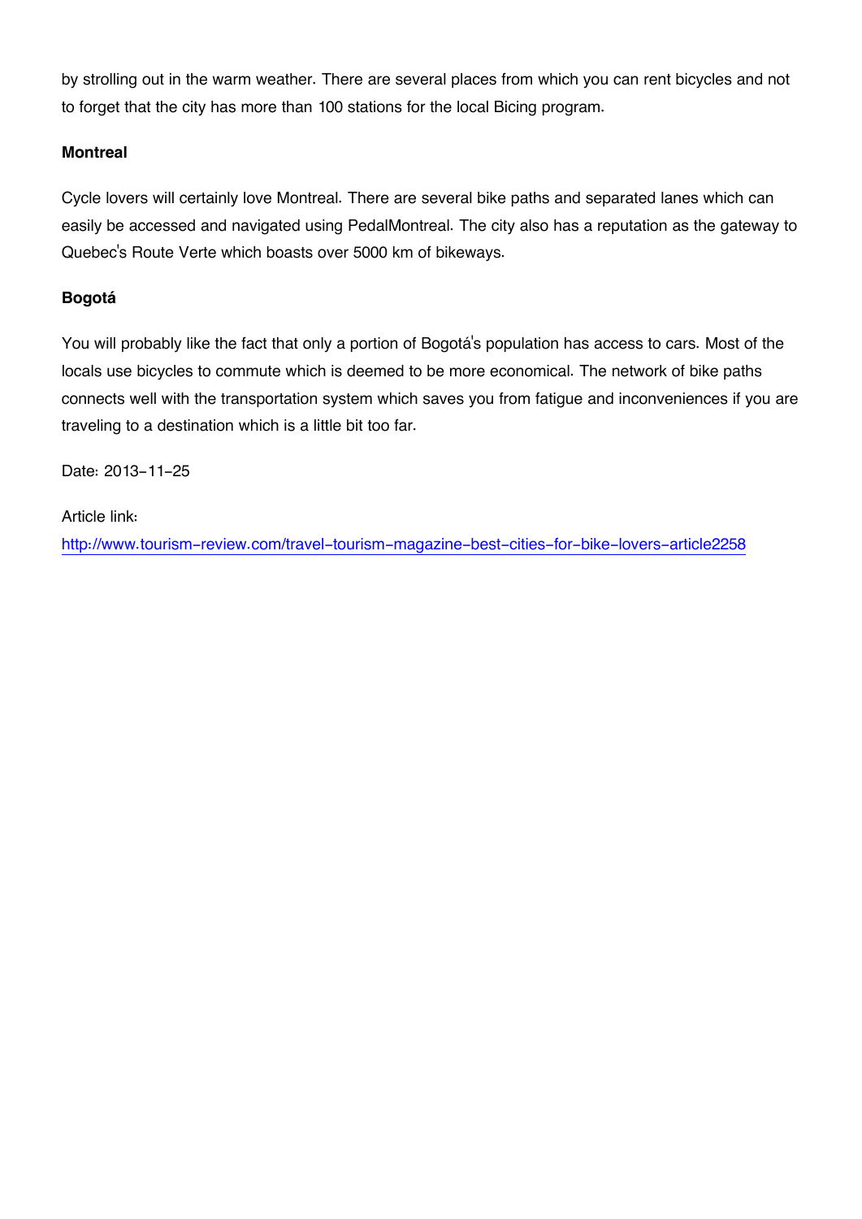by strolling out in the warm weather. There are several places from which you can rent bicycles and not to forget that the city has more than 100 stations for the local Bicing program.

**Montreal**

Cycle lovers will certainly love Montreal. There are several bike paths and separated lanes which can easily be accessed and navigated using PedalMontreal. The city also has a reputation as the gateway to Quebec's Route Verte which boasts over 5000 km of bikeways.

**Bogotá**

You will probably like the fact that only a portion of Bogotá's population has access to cars. Most of the locals use bicycles to commute which is deemed to be more economical. The network of bike paths connects well with the transportation system which saves you from fatigue and inconveniences if you are traveling to a destination which is a little bit too far.

Date: 2013-11-25

Article link:
[http://www.tourism-review.com/travel-tourism-magazine-best-cities-for-bike-lovers-article2258](http://www.tourism-review.com/travel-tourism-magazine-best-cities-for-bike-lovers-article2258)